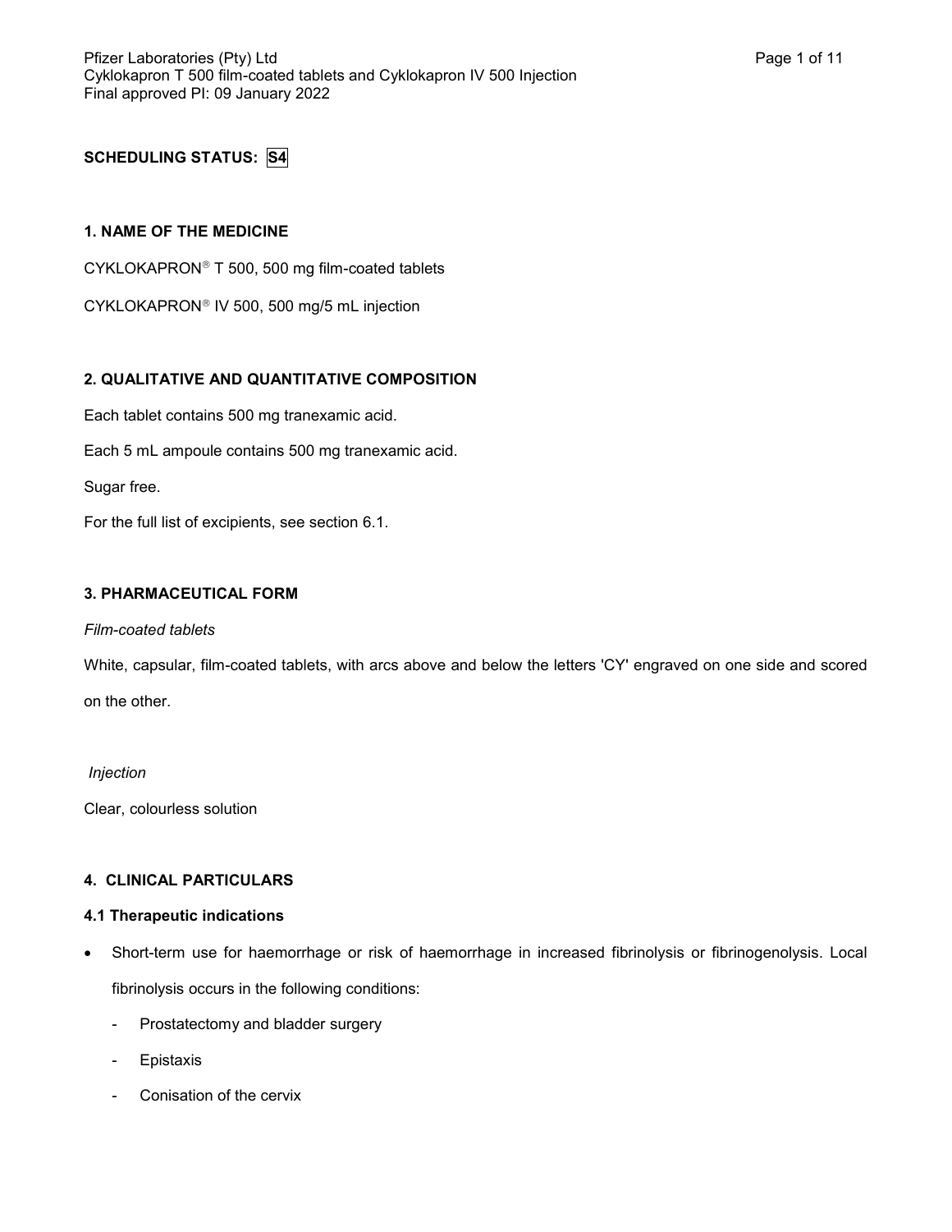**SCHEDULING STATUS: S4**

## 1. NAME OF THE MEDICINE

CYKLOKAPRON® T 500, 500 mg film-coated tablets

CYKLOKAPRON® IV 500, 500 mg/5 mL injection

## 2. QUALITATIVE AND QUANTITATIVE COMPOSITION

Each tablet contains 500 mg tranexamic acid.

Each 5 mL ampoule contains 500 mg tranexamic acid.

Sugar free.

For the full list of excipients, see section 6.1.

## 3. PHARMACEUTICAL FORM

*Film-coated tablets*

White, capsular, film-coated tablets, with arcs above and below the letters 'CY' engraved on one side and scored on the other.

*Injection*

Clear, colourless solution

## 4. CLINICAL PARTICULARS

### 4.1 Therapeutic indications

- Short-term use for haemorrhage or risk of haemorrhage in increased fibrinolysis or fibrinogenolysis. Local fibrinolysis occurs in the following conditions:
  - Prostatectomy and bladder surgery
  - Epistaxis
  - Conisation of the cervix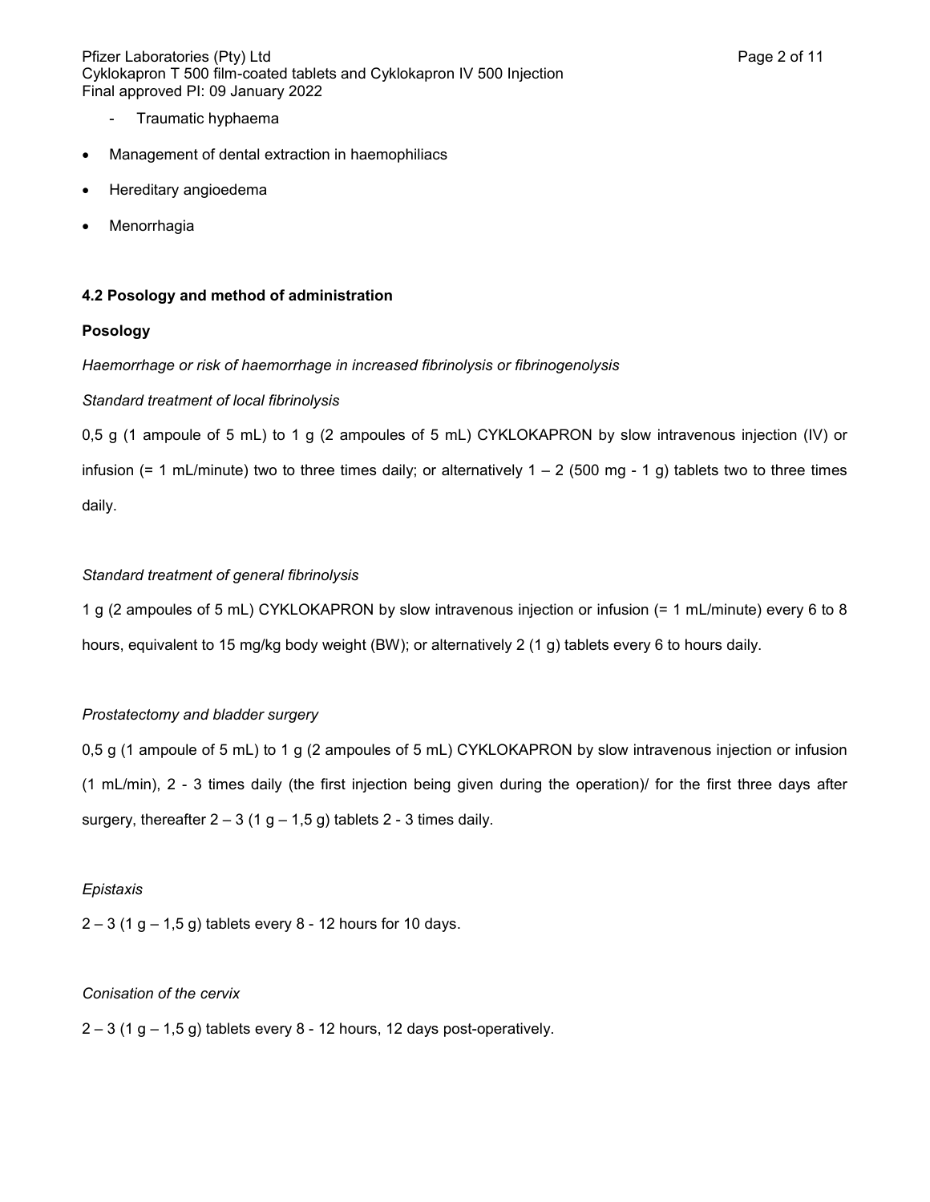- Traumatic hyphaema

- Management of dental extraction in haemophiliacs
- Hereditary angioedema
- Menorrhagia

**4.2 Posology and method of administration**

**Posology**

*Haemorrhage or risk of haemorrhage in increased fibrinolysis or fibrinogenolysis*

*Standard treatment of local fibrinolysis*

0,5 g (1 ampoule of 5 mL) to 1 g (2 ampoules of 5 mL) CYKLOKAPRON by slow intravenous injection (IV) or infusion (= 1 mL/minute) two to three times daily; or alternatively 1 – 2 (500 mg - 1 g) tablets two to three times daily.

*Standard treatment of general fibrinolysis*

1 g (2 ampoules of 5 mL) CYKLOKAPRON by slow intravenous injection or infusion (= 1 mL/minute) every 6 to 8 hours, equivalent to 15 mg/kg body weight (BW); or alternatively 2 (1 g) tablets every 6 to hours daily.

*Prostatectomy and bladder surgery*

0,5 g (1 ampoule of 5 mL) to 1 g (2 ampoules of 5 mL) CYKLOKAPRON by slow intravenous injection or infusion (1 mL/min), 2 - 3 times daily (the first injection being given during the operation)/ for the first three days after surgery, thereafter 2 – 3 (1 g – 1,5 g) tablets 2 - 3 times daily.

*Epistaxis*

2 – 3 (1 g – 1,5 g) tablets every 8 - 12 hours for 10 days.

*Conisation of the cervix*

2 – 3 (1 g – 1,5 g) tablets every 8 - 12 hours, 12 days post-operatively.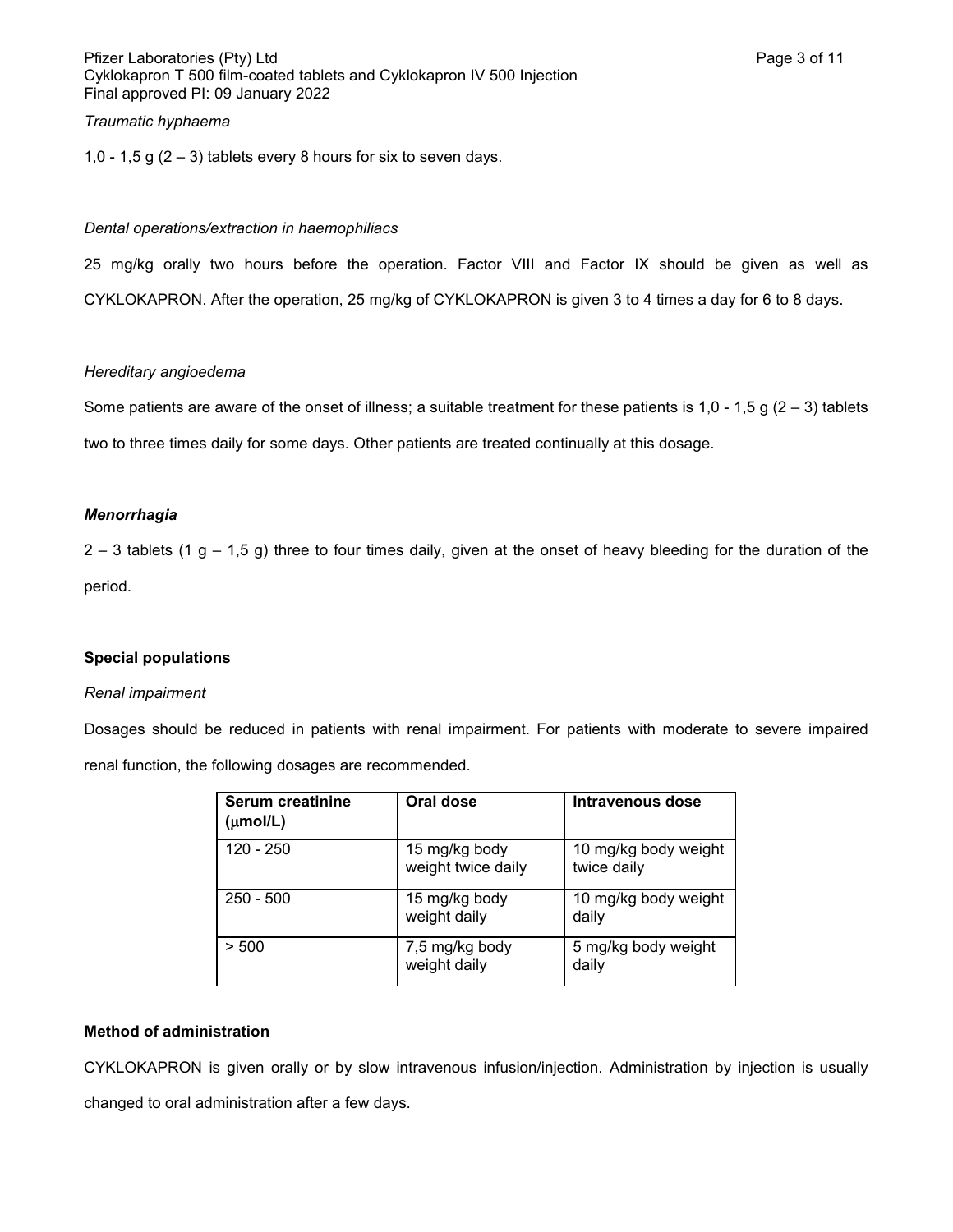*Traumatic hyphaema*

1,0 - 1,5 g (2 – 3) tablets every 8 hours for six to seven days.

*Dental operations/extraction in haemophiliacs*

25 mg/kg orally two hours before the operation. Factor VIII and Factor IX should be given as well as CYKLOKAPRON. After the operation, 25 mg/kg of CYKLOKAPRON is given 3 to 4 times a day for 6 to 8 days.

*Hereditary angioedema*

Some patients are aware of the onset of illness; a suitable treatment for these patients is 1,0 - 1,5 g (2 – 3) tablets two to three times daily for some days. Other patients are treated continually at this dosage.

***Menorrhagia***

2 – 3 tablets (1 g – 1,5 g) three to four times daily, given at the onset of heavy bleeding for the duration of the period.

**Special populations**

*Renal impairment*

Dosages should be reduced in patients with renal impairment. For patients with moderate to severe impaired renal function, the following dosages are recommended.

| Serum creatinine (μmol/L) | Oral dose | Intravenous dose |
|---|---|---|
| 120 - 250 | 15 mg/kg body weight twice daily | 10 mg/kg body weight twice daily |
| 250 - 500 | 15 mg/kg body weight daily | 10 mg/kg body weight daily |
| > 500 | 7,5 mg/kg body weight daily | 5 mg/kg body weight daily |

**Method of administration**

CYKLOKAPRON is given orally or by slow intravenous infusion/injection. Administration by injection is usually changed to oral administration after a few days.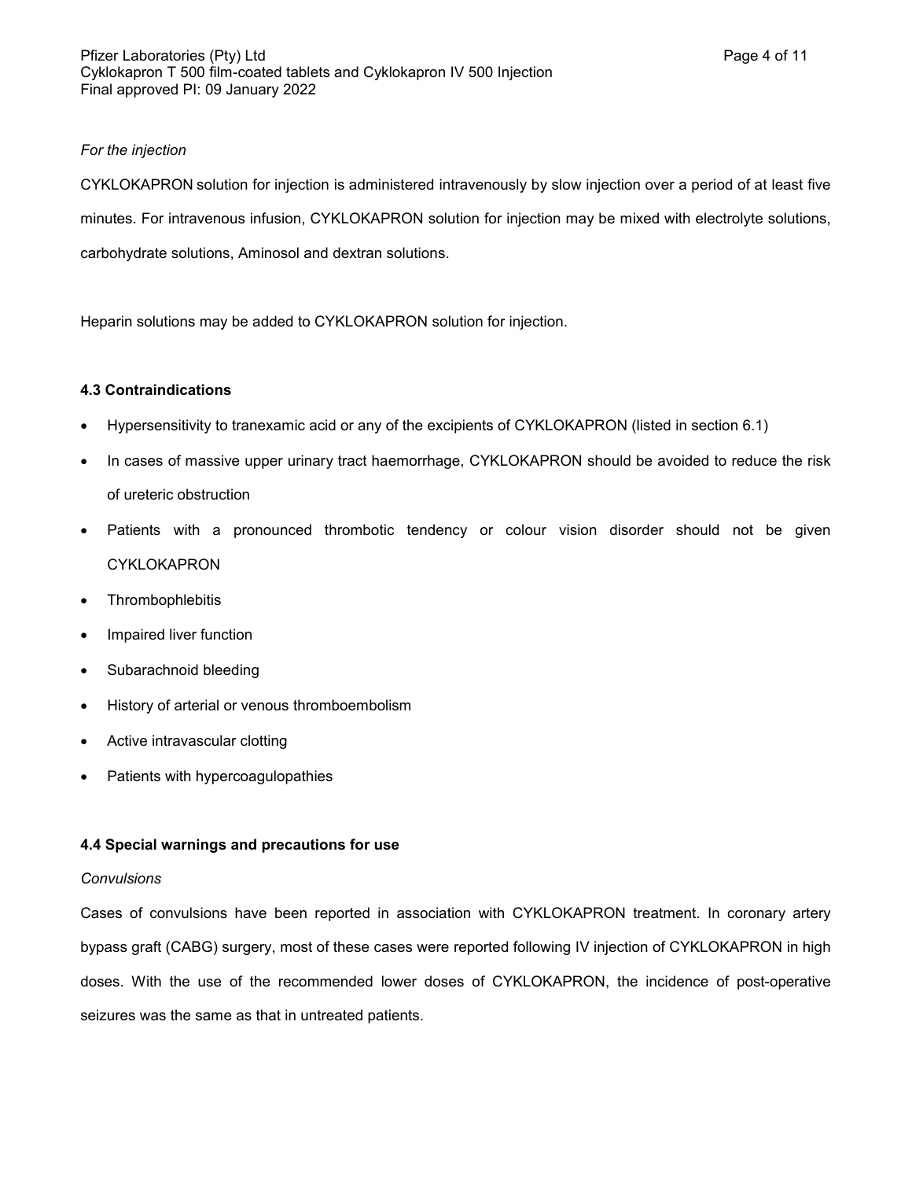*For the injection*

CYKLOKAPRON solution for injection is administered intravenously by slow injection over a period of at least five minutes. For intravenous infusion, CYKLOKAPRON solution for injection may be mixed with electrolyte solutions, carbohydrate solutions, Aminosol and dextran solutions.

Heparin solutions may be added to CYKLOKAPRON solution for injection.

**4.3 Contraindications**

- Hypersensitivity to tranexamic acid or any of the excipients of CYKLOKAPRON (listed in section 6.1)
- In cases of massive upper urinary tract haemorrhage, CYKLOKAPRON should be avoided to reduce the risk of ureteric obstruction
- Patients with a pronounced thrombotic tendency or colour vision disorder should not be given CYKLOKAPRON
- Thrombophlebitis
- Impaired liver function
- Subarachnoid bleeding
- History of arterial or venous thromboembolism
- Active intravascular clotting
- Patients with hypercoagulopathies

**4.4 Special warnings and precautions for use**

*Convulsions*

Cases of convulsions have been reported in association with CYKLOKAPRON treatment. In coronary artery bypass graft (CABG) surgery, most of these cases were reported following IV injection of CYKLOKAPRON in high doses. With the use of the recommended lower doses of CYKLOKAPRON, the incidence of post-operative seizures was the same as that in untreated patients.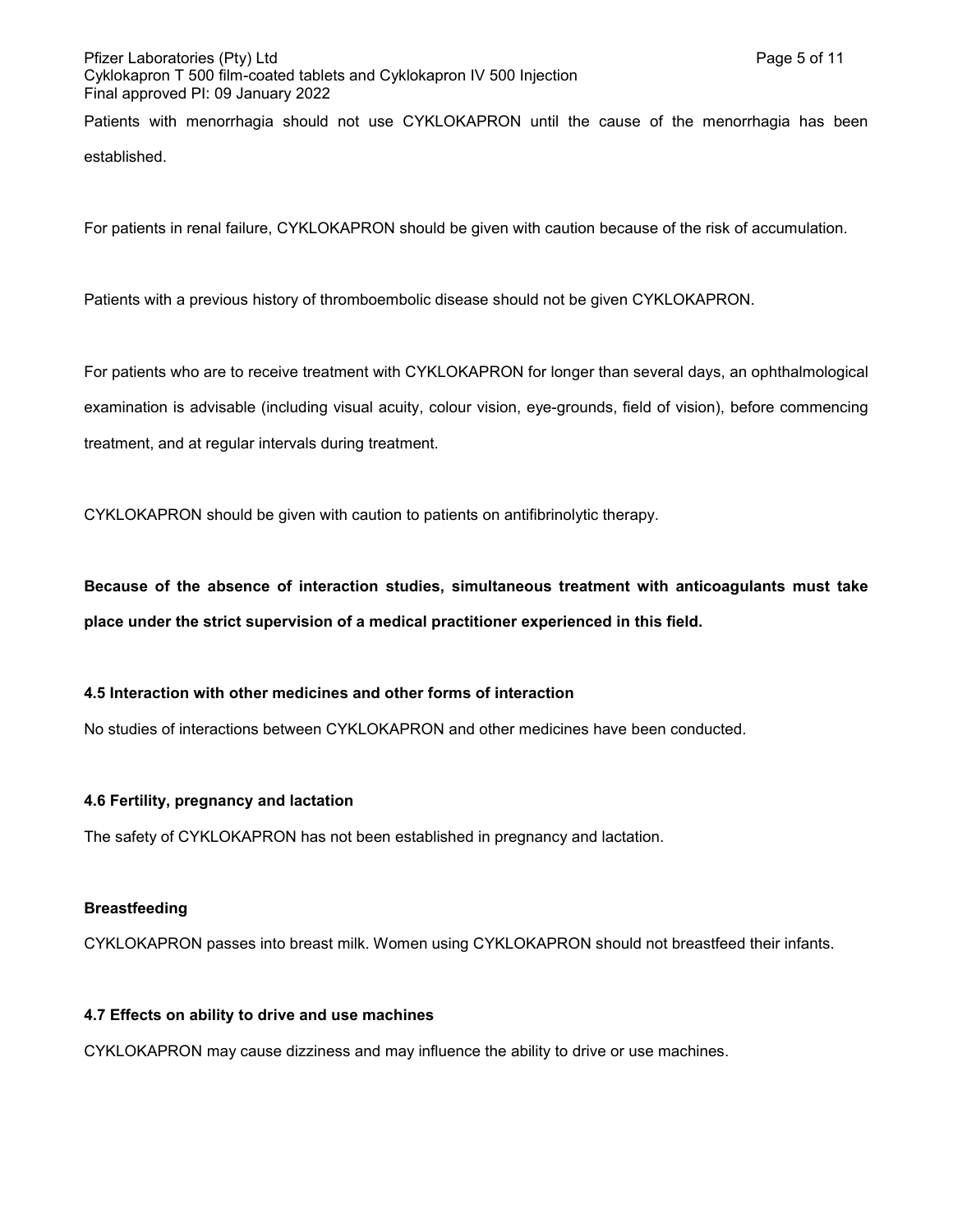Patients with menorrhagia should not use CYKLOKAPRON until the cause of the menorrhagia has been established.

For patients in renal failure, CYKLOKAPRON should be given with caution because of the risk of accumulation.

Patients with a previous history of thromboembolic disease should not be given CYKLOKAPRON.

For patients who are to receive treatment with CYKLOKAPRON for longer than several days, an ophthalmological examination is advisable (including visual acuity, colour vision, eye-grounds, field of vision), before commencing treatment, and at regular intervals during treatment.

CYKLOKAPRON should be given with caution to patients on antifibrinolytic therapy.

**Because of the absence of interaction studies, simultaneous treatment with anticoagulants must take place under the strict supervision of a medical practitioner experienced in this field.**

### 4.5 Interaction with other medicines and other forms of interaction

No studies of interactions between CYKLOKAPRON and other medicines have been conducted.

### 4.6 Fertility, pregnancy and lactation

The safety of CYKLOKAPRON has not been established in pregnancy and lactation.

**Breastfeeding**

CYKLOKAPRON passes into breast milk. Women using CYKLOKAPRON should not breastfeed their infants.

### 4.7 Effects on ability to drive and use machines

CYKLOKAPRON may cause dizziness and may influence the ability to drive or use machines.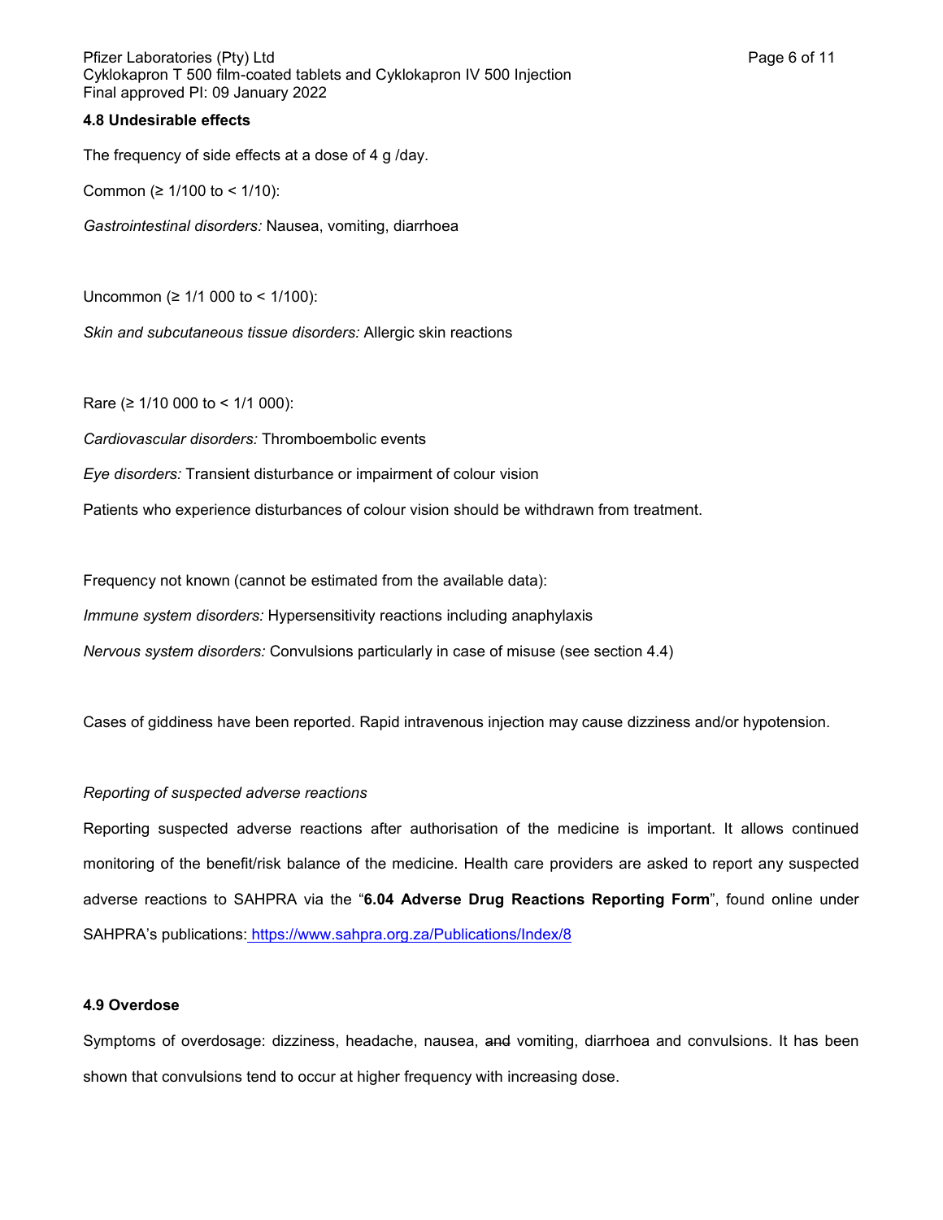### 4.8 Undesirable effects

The frequency of side effects at a dose of 4 g /day.

Common (≥ 1/100 to < 1/10):

*Gastrointestinal disorders:* Nausea, vomiting, diarrhoea

Uncommon (≥ 1/1 000 to < 1/100):

*Skin and subcutaneous tissue disorders:* Allergic skin reactions

Rare (≥ 1/10 000 to < 1/1 000):

*Cardiovascular disorders:* Thromboembolic events

*Eye disorders:* Transient disturbance or impairment of colour vision

Patients who experience disturbances of colour vision should be withdrawn from treatment.

Frequency not known (cannot be estimated from the available data):

*Immune system disorders:* Hypersensitivity reactions including anaphylaxis

*Nervous system disorders:* Convulsions particularly in case of misuse (see section 4.4)

Cases of giddiness have been reported. Rapid intravenous injection may cause dizziness and/or hypotension.

*Reporting of suspected adverse reactions*

Reporting suspected adverse reactions after authorisation of the medicine is important. It allows continued monitoring of the benefit/risk balance of the medicine. Health care providers are asked to report any suspected adverse reactions to SAHPRA via the "**6.04 Adverse Drug Reactions Reporting Form**", found online under SAHPRA's publications: https://www.sahpra.org.za/Publications/Index/8

### 4.9 Overdose

Symptoms of overdosage: dizziness, headache, nausea, ~~and~~ vomiting, diarrhoea and convulsions. It has been shown that convulsions tend to occur at higher frequency with increasing dose.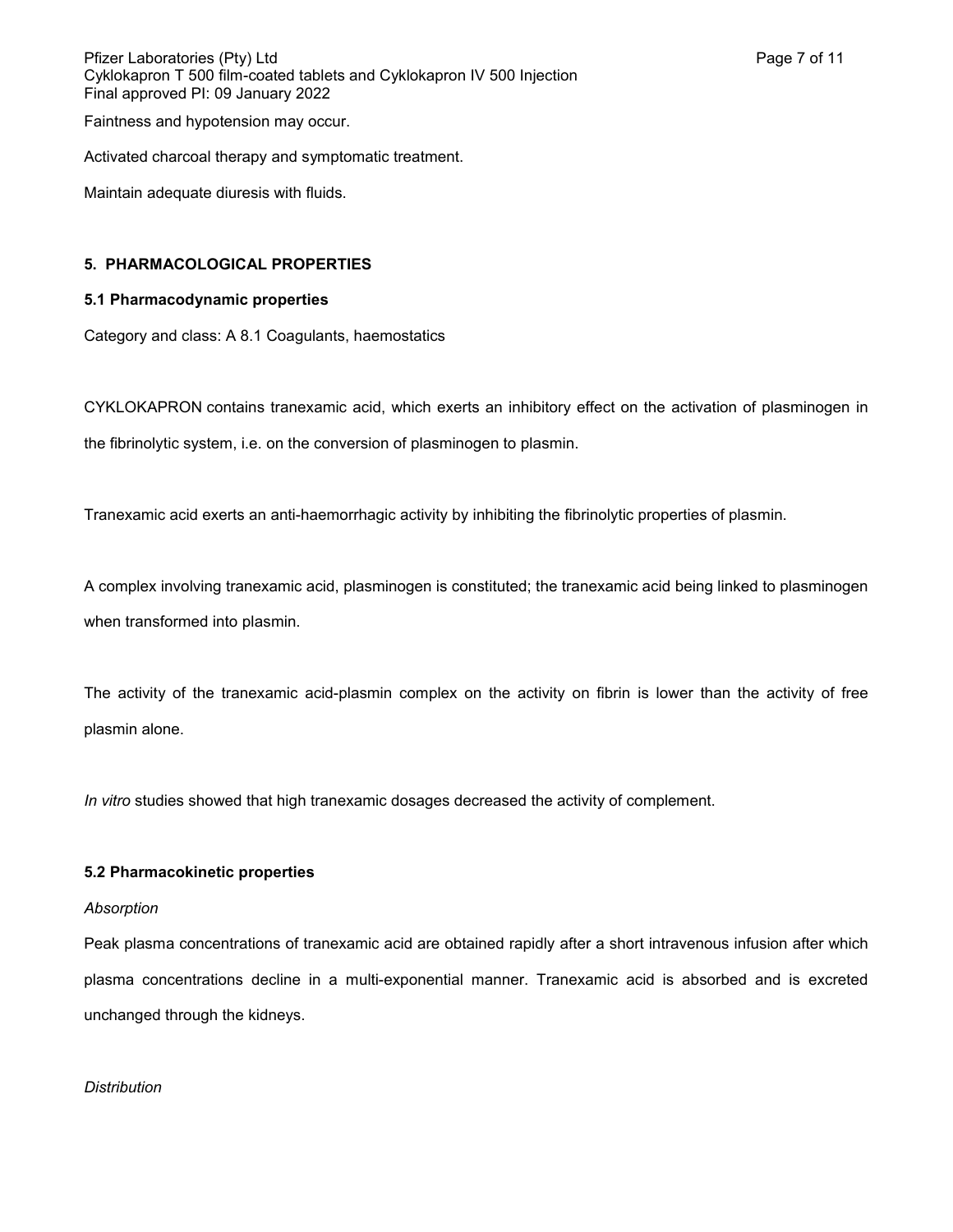Faintness and hypotension may occur.

Activated charcoal therapy and symptomatic treatment.

Maintain adequate diuresis with fluids.

## 5. PHARMACOLOGICAL PROPERTIES

### 5.1 Pharmacodynamic properties

Category and class: A 8.1 Coagulants, haemostatics

CYKLOKAPRON contains tranexamic acid, which exerts an inhibitory effect on the activation of plasminogen in the fibrinolytic system, i.e. on the conversion of plasminogen to plasmin.

Tranexamic acid exerts an anti-haemorrhagic activity by inhibiting the fibrinolytic properties of plasmin.

A complex involving tranexamic acid, plasminogen is constituted; the tranexamic acid being linked to plasminogen when transformed into plasmin.

The activity of the tranexamic acid-plasmin complex on the activity on fibrin is lower than the activity of free plasmin alone.

*In vitro* studies showed that high tranexamic dosages decreased the activity of complement.

### 5.2 Pharmacokinetic properties

*Absorption*

Peak plasma concentrations of tranexamic acid are obtained rapidly after a short intravenous infusion after which plasma concentrations decline in a multi-exponential manner. Tranexamic acid is absorbed and is excreted unchanged through the kidneys.

*Distribution*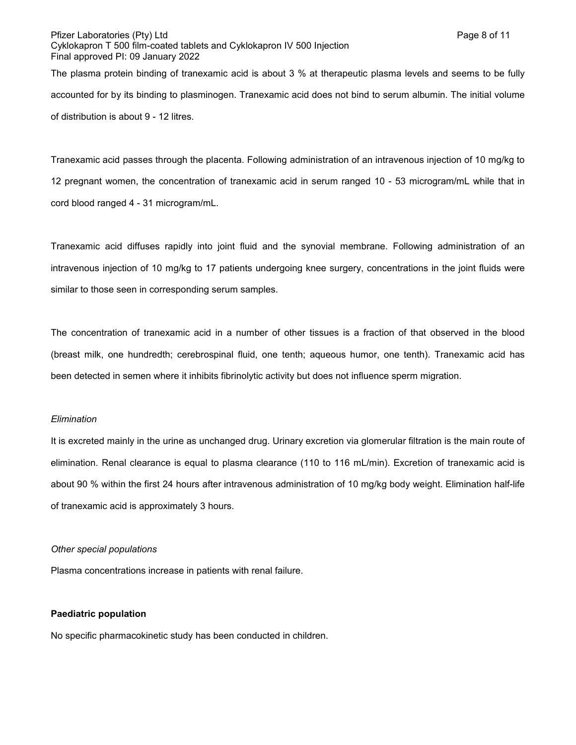The plasma protein binding of tranexamic acid is about 3 % at therapeutic plasma levels and seems to be fully accounted for by its binding to plasminogen. Tranexamic acid does not bind to serum albumin. The initial volume of distribution is about 9 - 12 litres.

Tranexamic acid passes through the placenta. Following administration of an intravenous injection of 10 mg/kg to 12 pregnant women, the concentration of tranexamic acid in serum ranged 10 - 53 microgram/mL while that in cord blood ranged 4 - 31 microgram/mL.

Tranexamic acid diffuses rapidly into joint fluid and the synovial membrane. Following administration of an intravenous injection of 10 mg/kg to 17 patients undergoing knee surgery, concentrations in the joint fluids were similar to those seen in corresponding serum samples.

The concentration of tranexamic acid in a number of other tissues is a fraction of that observed in the blood (breast milk, one hundredth; cerebrospinal fluid, one tenth; aqueous humor, one tenth). Tranexamic acid has been detected in semen where it inhibits fibrinolytic activity but does not influence sperm migration.

*Elimination*

It is excreted mainly in the urine as unchanged drug. Urinary excretion via glomerular filtration is the main route of elimination. Renal clearance is equal to plasma clearance (110 to 116 mL/min). Excretion of tranexamic acid is about 90 % within the first 24 hours after intravenous administration of 10 mg/kg body weight. Elimination half-life of tranexamic acid is approximately 3 hours.

*Other special populations*

Plasma concentrations increase in patients with renal failure.

**Paediatric population**

No specific pharmacokinetic study has been conducted in children.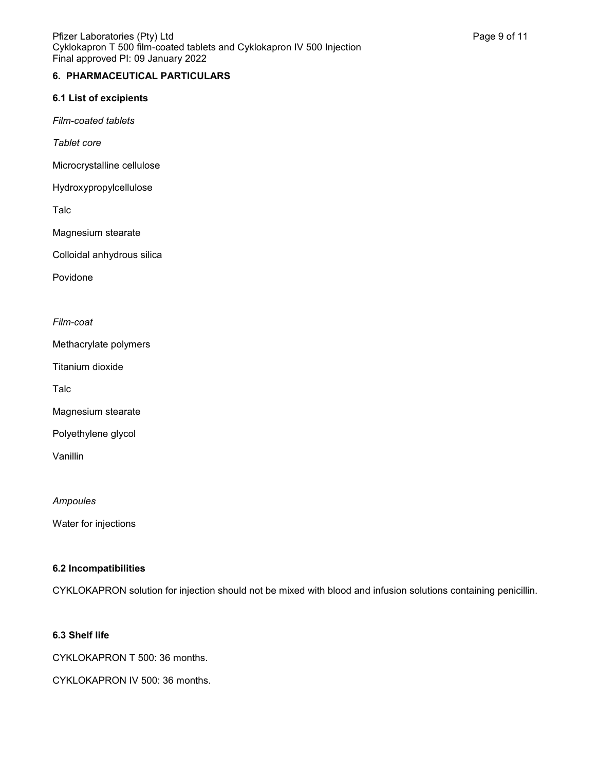## 6. PHARMACEUTICAL PARTICULARS

### 6.1 List of excipients

*Film-coated tablets*

*Tablet core*

Microcrystalline cellulose

Hydroxypropylcellulose

Talc

Magnesium stearate

Colloidal anhydrous silica

Povidone

*Film-coat*

Methacrylate polymers

Titanium dioxide

Talc

Magnesium stearate

Polyethylene glycol

Vanillin

*Ampoules*

Water for injections

### 6.2 Incompatibilities

CYKLOKAPRON solution for injection should not be mixed with blood and infusion solutions containing penicillin.

### 6.3 Shelf life

CYKLOKAPRON T 500: 36 months.

CYKLOKAPRON IV 500: 36 months.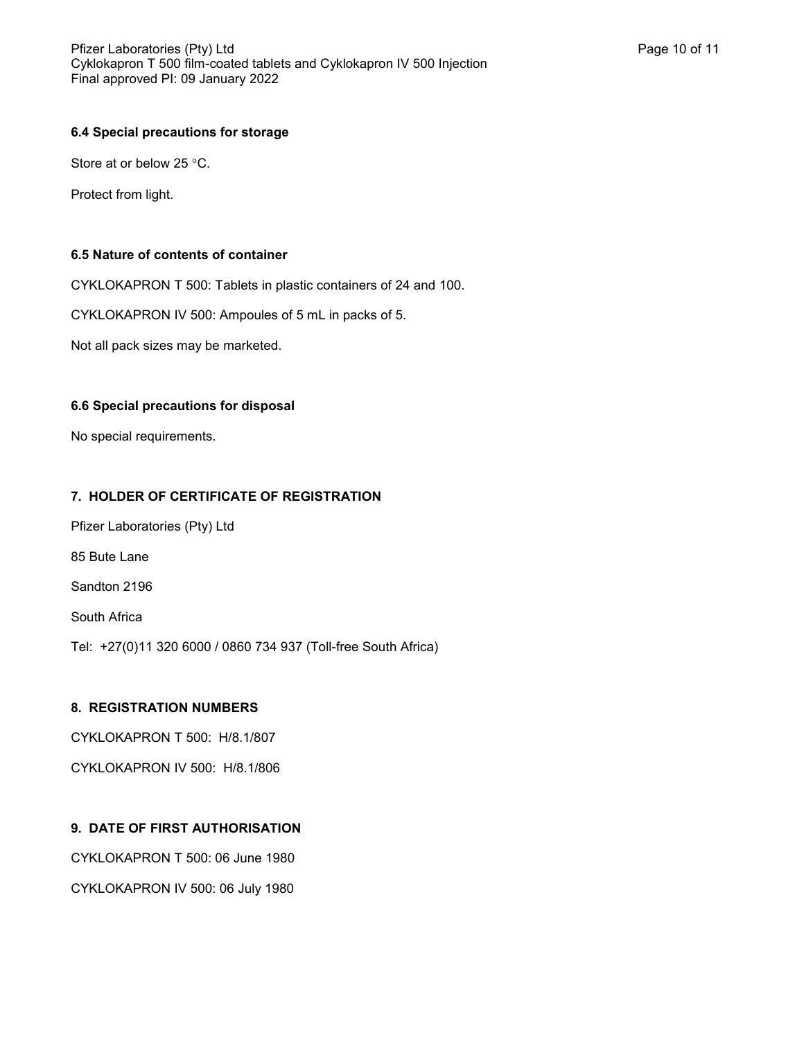### 6.4 Special precautions for storage

Store at or below 25 °C.

Protect from light.

### 6.5 Nature of contents of container

CYKLOKAPRON T 500: Tablets in plastic containers of 24 and 100.

CYKLOKAPRON IV 500: Ampoules of 5 mL in packs of 5.

Not all pack sizes may be marketed.

### 6.6 Special precautions for disposal

No special requirements.

## 7. HOLDER OF CERTIFICATE OF REGISTRATION

Pfizer Laboratories (Pty) Ltd

85 Bute Lane

Sandton 2196

South Africa

Tel: +27(0)11 320 6000 / 0860 734 937 (Toll-free South Africa)

## 8. REGISTRATION NUMBERS

CYKLOKAPRON T 500: H/8.1/807

CYKLOKAPRON IV 500: H/8.1/806

## 9. DATE OF FIRST AUTHORISATION

CYKLOKAPRON T 500: 06 June 1980

CYKLOKAPRON IV 500: 06 July 1980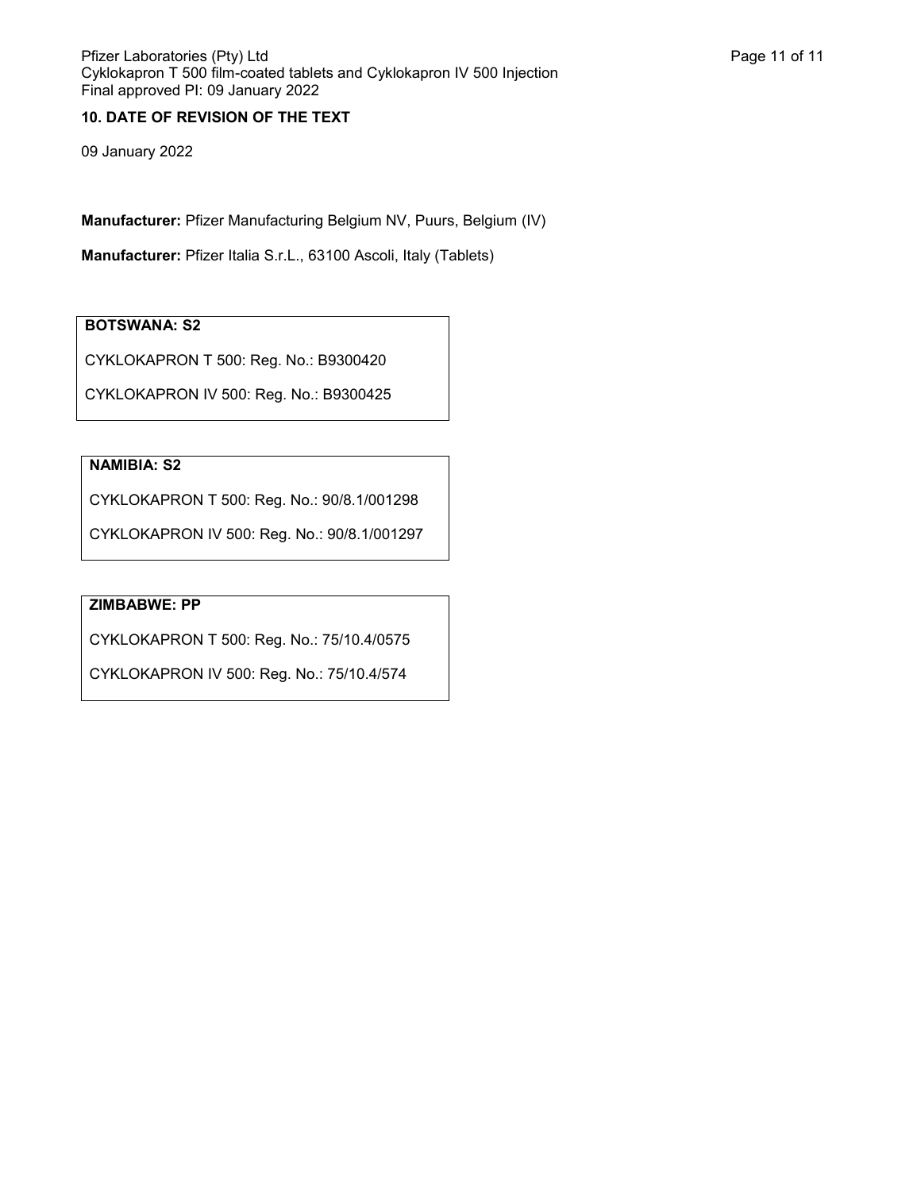## 10. DATE OF REVISION OF THE TEXT

09 January 2022

**Manufacturer:** Pfizer Manufacturing Belgium NV, Puurs, Belgium (IV)

**Manufacturer:** Pfizer Italia S.r.L., 63100 Ascoli, Italy (Tablets)

**BOTSWANA: S2**

CYKLOKAPRON T 500: Reg. No.: B9300420

CYKLOKAPRON IV 500: Reg. No.: B9300425

**NAMIBIA: S2**

CYKLOKAPRON T 500: Reg. No.: 90/8.1/001298

CYKLOKAPRON IV 500: Reg. No.: 90/8.1/001297

**ZIMBABWE: PP**

CYKLOKAPRON T 500: Reg. No.: 75/10.4/0575

CYKLOKAPRON IV 500: Reg. No.: 75/10.4/574